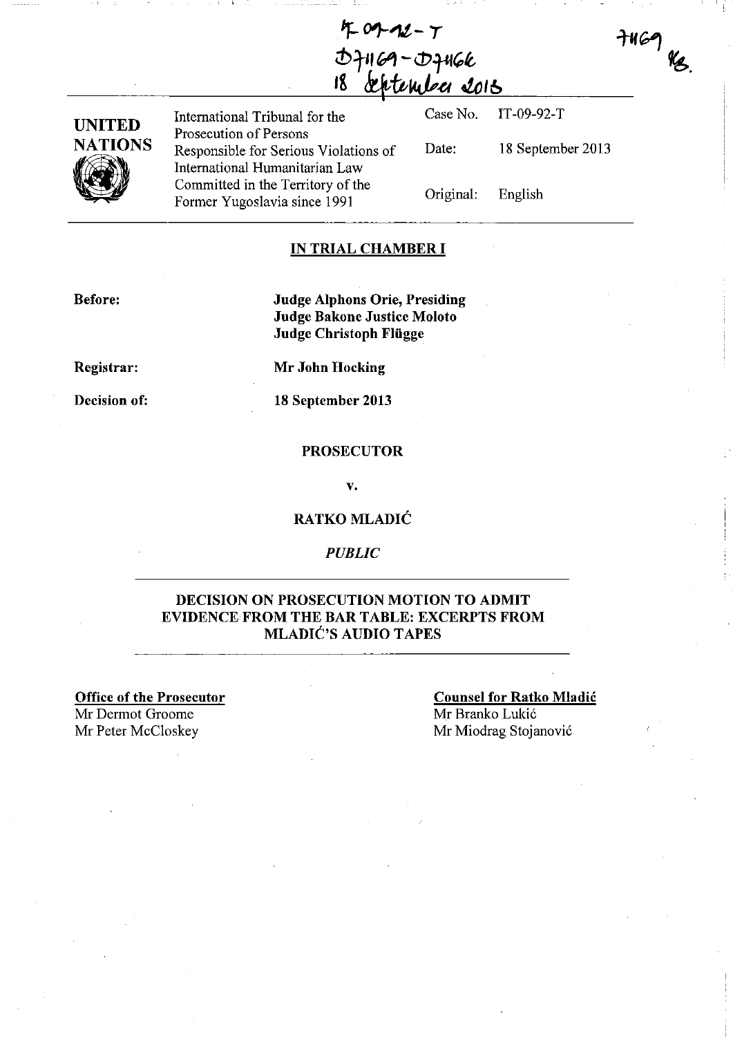IT-09-92-T
D71169 - D71166
18 September 2013

71169 KB.

**UNITED NATIONS**

International Tribunal for the Prosecution of Persons Responsible for Serious Violations of International Humanitarian Law Committed in the Territory of the Former Yugoslavia since 1991

| | |
|---|---|
| Case No. | IT-09-92-T |
| Date: | 18 September 2013 |
| Original: | English |

**IN TRIAL CHAMBER I**

**Before:** **Judge Alphons Orie, Presiding**
**Judge Bakone Justice Moloto**
**Judge Christoph Flügge**

**Registrar:** **Mr John Hocking**

**Decision of:** **18 September 2013**

**PROSECUTOR**

**v.**

**RATKO MLADIĆ**

*PUBLIC*

**DECISION ON PROSECUTION MOTION TO ADMIT EVIDENCE FROM THE BAR TABLE: EXCERPTS FROM MLADIĆ'S AUDIO TAPES**

**Office of the Prosecutor**
Mr Dermot Groome
Mr Peter McCloskey

**Counsel for Ratko Mladić**
Mr Branko Lukić
Mr Miodrag Stojanović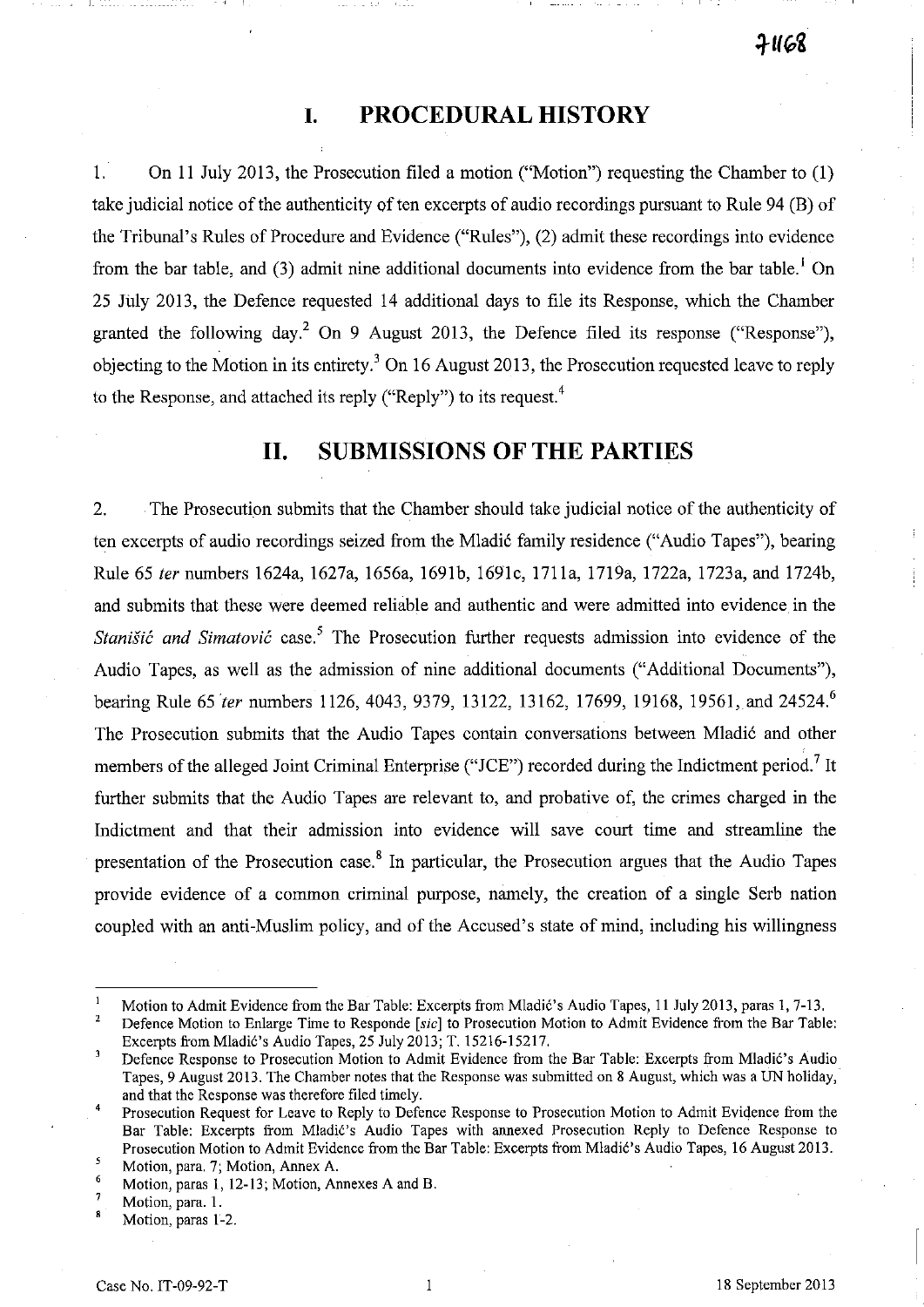# I. PROCEDURAL HISTORY

1. On 11 July 2013, the Prosecution filed a motion ("Motion") requesting the Chamber to (1) take judicial notice of the authenticity of ten excerpts of audio recordings pursuant to Rule 94 (B) of the Tribunal's Rules of Procedure and Evidence ("Rules"), (2) admit these recordings into evidence from the bar table, and (3) admit nine additional documents into evidence from the bar table.[1] On 25 July 2013, the Defence requested 14 additional days to file its Response, which the Chamber granted the following day.[2] On 9 August 2013, the Defence filed its response ("Response"), objecting to the Motion in its entirety.[3] On 16 August 2013, the Prosecution requested leave to reply to the Response, and attached its reply ("Reply") to its request.[4]

# II. SUBMISSIONS OF THE PARTIES

2. The Prosecution submits that the Chamber should take judicial notice of the authenticity of ten excerpts of audio recordings seized from the Mladić family residence ("Audio Tapes"), bearing Rule 65 *ter* numbers 1624a, 1627a, 1656a, 1691b, 1691c, 1711a, 1719a, 1722a, 1723a, and 1724b, and submits that these were deemed reliable and authentic and were admitted into evidence in the *Stanišić and Simatović* case.[5] The Prosecution further requests admission into evidence of the Audio Tapes, as well as the admission of nine additional documents ("Additional Documents"), bearing Rule 65 *ter* numbers 1126, 4043, 9379, 13122, 13162, 17699, 19168, 19561, and 24524.[6] The Prosecution submits that the Audio Tapes contain conversations between Mladić and other members of the alleged Joint Criminal Enterprise ("JCE") recorded during the Indictment period.[7] It further submits that the Audio Tapes are relevant to, and probative of, the crimes charged in the Indictment and that their admission into evidence will save court time and streamline the presentation of the Prosecution case.[8] In particular, the Prosecution argues that the Audio Tapes provide evidence of a common criminal purpose, namely, the creation of a single Serb nation coupled with an anti-Muslim policy, and of the Accused's state of mind, including his willingness

---

[1] Motion to Admit Evidence from the Bar Table: Excerpts from Mladić's Audio Tapes, 11 July 2013, paras 1, 7-13.

[2] Defence Motion to Enlarge Time to Responde [*sic*] to Prosecution Motion to Admit Evidence from the Bar Table: Excerpts from Mladić's Audio Tapes, 25 July 2013; T. 15216-15217.

[3] Defence Response to Prosecution Motion to Admit Evidence from the Bar Table: Excerpts from Mladić's Audio Tapes, 9 August 2013. The Chamber notes that the Response was submitted on 8 August, which was a UN holiday, and that the Response was therefore filed timely.

[4] Prosecution Request for Leave to Reply to Defence Response to Prosecution Motion to Admit Evidence from the Bar Table: Excerpts from Mladić's Audio Tapes with annexed Prosecution Reply to Defence Response to Prosecution Motion to Admit Evidence from the Bar Table: Excerpts from Mladić's Audio Tapes, 16 August 2013.

[5] Motion, para. 7; Motion, Annex A.

[6] Motion, paras 1, 12-13; Motion, Annexes A and B.

[7] Motion, para. 1.

[8] Motion, paras 1-2.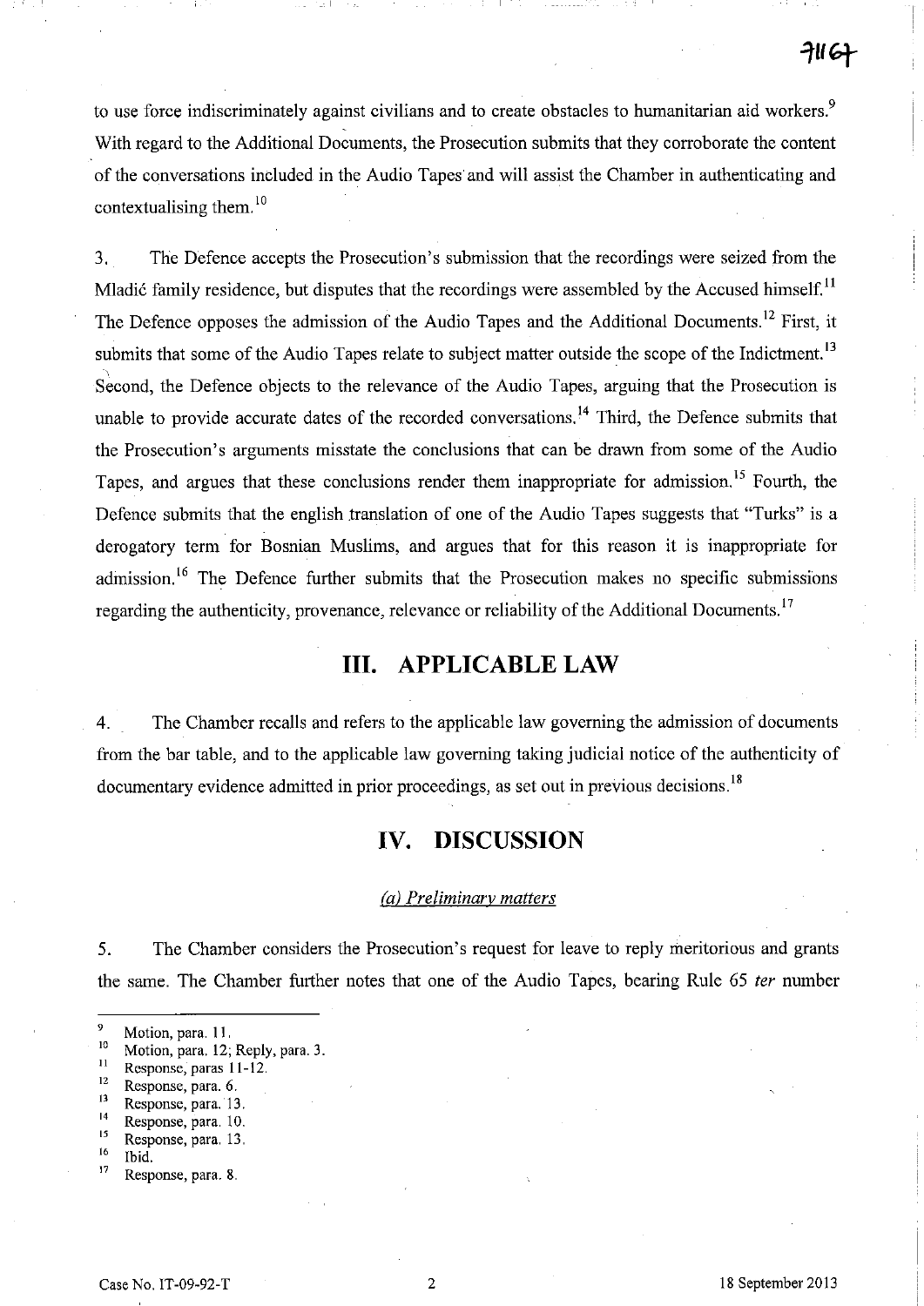to use force indiscriminately against civilians and to create obstacles to humanitarian aid workers.[9] With regard to the Additional Documents, the Prosecution submits that they corroborate the content of the conversations included in the Audio Tapes and will assist the Chamber in authenticating and contextualising them.[10]

3. The Defence accepts the Prosecution's submission that the recordings were seized from the Mladić family residence, but disputes that the recordings were assembled by the Accused himself.[11] The Defence opposes the admission of the Audio Tapes and the Additional Documents.[12] First, it submits that some of the Audio Tapes relate to subject matter outside the scope of the Indictment.[13] Second, the Defence objects to the relevance of the Audio Tapes, arguing that the Prosecution is unable to provide accurate dates of the recorded conversations.[14] Third, the Defence submits that the Prosecution's arguments misstate the conclusions that can be drawn from some of the Audio Tapes, and argues that these conclusions render them inappropriate for admission.[15] Fourth, the Defence submits that the english translation of one of the Audio Tapes suggests that "Turks" is a derogatory term for Bosnian Muslims, and argues that for this reason it is inappropriate for admission.[16] The Defence further submits that the Prosecution makes no specific submissions regarding the authenticity, provenance, relevance or reliability of the Additional Documents.[17]

# III. APPLICABLE LAW

4. The Chamber recalls and refers to the applicable law governing the admission of documents from the bar table, and to the applicable law governing taking judicial notice of the authenticity of documentary evidence admitted in prior proceedings, as set out in previous decisions.[18]

# IV. DISCUSSION

### *(a) Preliminary matters*

5. The Chamber considers the Prosecution's request for leave to reply meritorious and grants the same. The Chamber further notes that one of the Audio Tapes, bearing Rule 65 *ter* number

---

[9] Motion, para. 11.
[10] Motion, para. 12; Reply, para. 3.
[11] Response, paras 11-12.
[12] Response, para. 6.
[13] Response, para. 13.
[14] Response, para. 10.
[15] Response, para. 13.
[16] Ibid.
[17] Response, para. 8.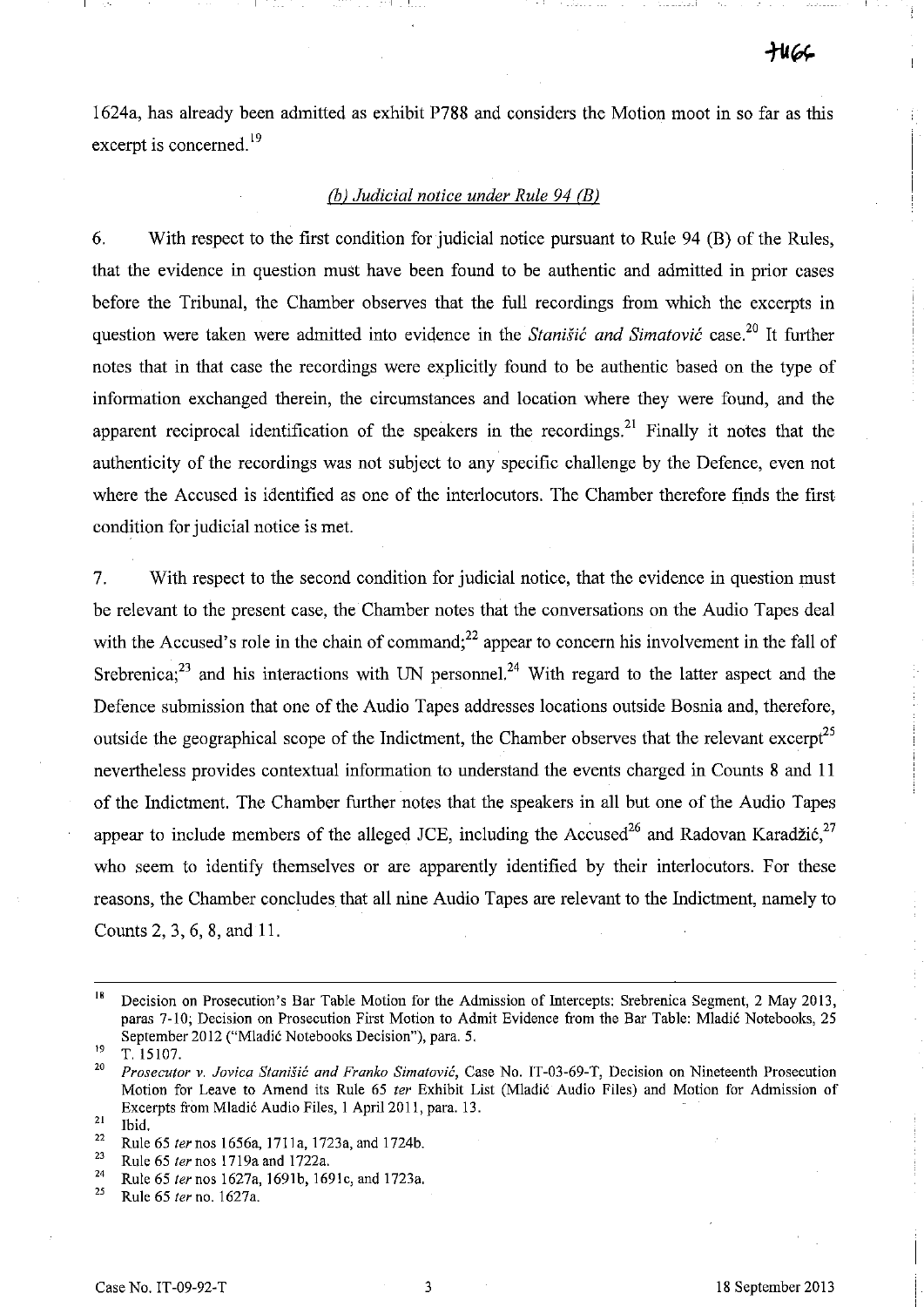1624a, has already been admitted as exhibit P788 and considers the Motion moot in so far as this excerpt is concerned.[19]

### *(b) Judicial notice under Rule 94 (B)*

6. With respect to the first condition for judicial notice pursuant to Rule 94 (B) of the Rules, that the evidence in question must have been found to be authentic and admitted in prior cases before the Tribunal, the Chamber observes that the full recordings from which the excerpts in question were taken were admitted into evidence in the *Stanišić and Simatović* case.[20] It further notes that in that case the recordings were explicitly found to be authentic based on the type of information exchanged therein, the circumstances and location where they were found, and the apparent reciprocal identification of the speakers in the recordings.[21] Finally it notes that the authenticity of the recordings was not subject to any specific challenge by the Defence, even not where the Accused is identified as one of the interlocutors. The Chamber therefore finds the first condition for judicial notice is met.

7. With respect to the second condition for judicial notice, that the evidence in question must be relevant to the present case, the Chamber notes that the conversations on the Audio Tapes deal with the Accused's role in the chain of command;[22] appear to concern his involvement in the fall of Srebrenica;[23] and his interactions with UN personnel.[24] With regard to the latter aspect and the Defence submission that one of the Audio Tapes addresses locations outside Bosnia and, therefore, outside the geographical scope of the Indictment, the Chamber observes that the relevant excerpt[25] nevertheless provides contextual information to understand the events charged in Counts 8 and 11 of the Indictment. The Chamber further notes that the speakers in all but one of the Audio Tapes appear to include members of the alleged JCE, including the Accused[26] and Radovan Karadžić,[27] who seem to identify themselves or are apparently identified by their interlocutors. For these reasons, the Chamber concludes that all nine Audio Tapes are relevant to the Indictment, namely to Counts 2, 3, 6, 8, and 11.

---

[18] Decision on Prosecution's Bar Table Motion for the Admission of Intercepts: Srebrenica Segment, 2 May 2013, paras 7-10; Decision on Prosecution First Motion to Admit Evidence from the Bar Table: Mladić Notebooks, 25 September 2012 ("Mladić Notebooks Decision"), para. 5.

[19] T. 15107.

[20] *Prosecutor v. Jovica Stanišić and Franko Simatović*, Case No. IT-03-69-T, Decision on Nineteenth Prosecution Motion for Leave to Amend its Rule 65 *ter* Exhibit List (Mladić Audio Files) and Motion for Admission of Excerpts from Mladić Audio Files, 1 April 2011, para. 13.

[21] Ibid.

[22] Rule 65 *ter* nos 1656a, 1711a, 1723a, and 1724b.

[23] Rule 65 *ter* nos 1719a and 1722a.

[24] Rule 65 *ter* nos 1627a, 1691b, 1691c, and 1723a.

[25] Rule 65 *ter* no. 1627a.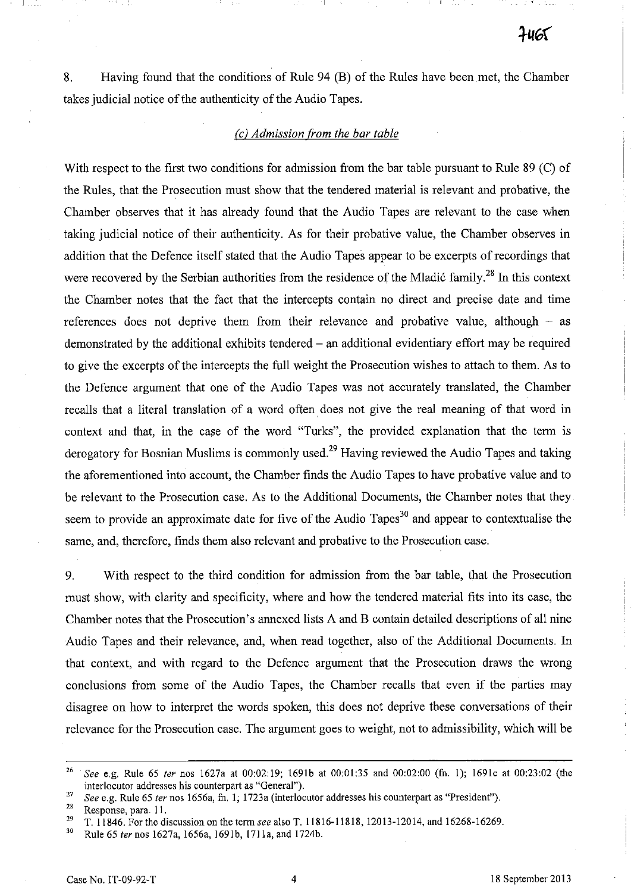8. Having found that the conditions of Rule 94 (B) of the Rules have been met, the Chamber takes judicial notice of the authenticity of the Audio Tapes.

### *(c) Admission from the bar table*

With respect to the first two conditions for admission from the bar table pursuant to Rule 89 (C) of the Rules, that the Prosecution must show that the tendered material is relevant and probative, the Chamber observes that it has already found that the Audio Tapes are relevant to the case when taking judicial notice of their authenticity. As for their probative value, the Chamber observes in addition that the Defence itself stated that the Audio Tapes appear to be excerpts of recordings that were recovered by the Serbian authorities from the residence of the Mladić family.[28] In this context the Chamber notes that the fact that the intercepts contain no direct and precise date and time references does not deprive them from their relevance and probative value, although – as demonstrated by the additional exhibits tendered – an additional evidentiary effort may be required to give the excerpts of the intercepts the full weight the Prosecution wishes to attach to them. As to the Defence argument that one of the Audio Tapes was not accurately translated, the Chamber recalls that a literal translation of a word often does not give the real meaning of that word in context and that, in the case of the word "Turks", the provided explanation that the term is derogatory for Bosnian Muslims is commonly used.[29] Having reviewed the Audio Tapes and taking the aforementioned into account, the Chamber finds the Audio Tapes to have probative value and to be relevant to the Prosecution case. As to the Additional Documents, the Chamber notes that they seem to provide an approximate date for five of the Audio Tapes[30] and appear to contextualise the same, and, therefore, finds them also relevant and probative to the Prosecution case.

9. With respect to the third condition for admission from the bar table, that the Prosecution must show, with clarity and specificity, where and how the tendered material fits into its case, the Chamber notes that the Prosecution's annexed lists A and B contain detailed descriptions of all nine Audio Tapes and their relevance, and, when read together, also of the Additional Documents. In that context, and with regard to the Defence argument that the Prosecution draws the wrong conclusions from some of the Audio Tapes, the Chamber recalls that even if the parties may disagree on how to interpret the words spoken, this does not deprive these conversations of their relevance for the Prosecution case. The argument goes to weight, not to admissibility, which will be

---

[26] *See* e.g. Rule 65 *ter* nos 1627a at 00:02:19; 1691b at 00:01:35 and 00:02:00 (fn. 1); 1691c at 00:23:02 (the interlocutor addresses his counterpart as "General").

[27] *See* e.g. Rule 65 *ter* nos 1656a, fn. 1; 1723a (interlocutor addresses his counterpart as "President").

[28] Response, para. 11.

[29] T. 11846. For the discussion on the term *see* also T. 11816-11818, 12013-12014, and 16268-16269.

[30] Rule 65 *ter* nos 1627a, 1656a, 1691b, 1711a, and 1724b.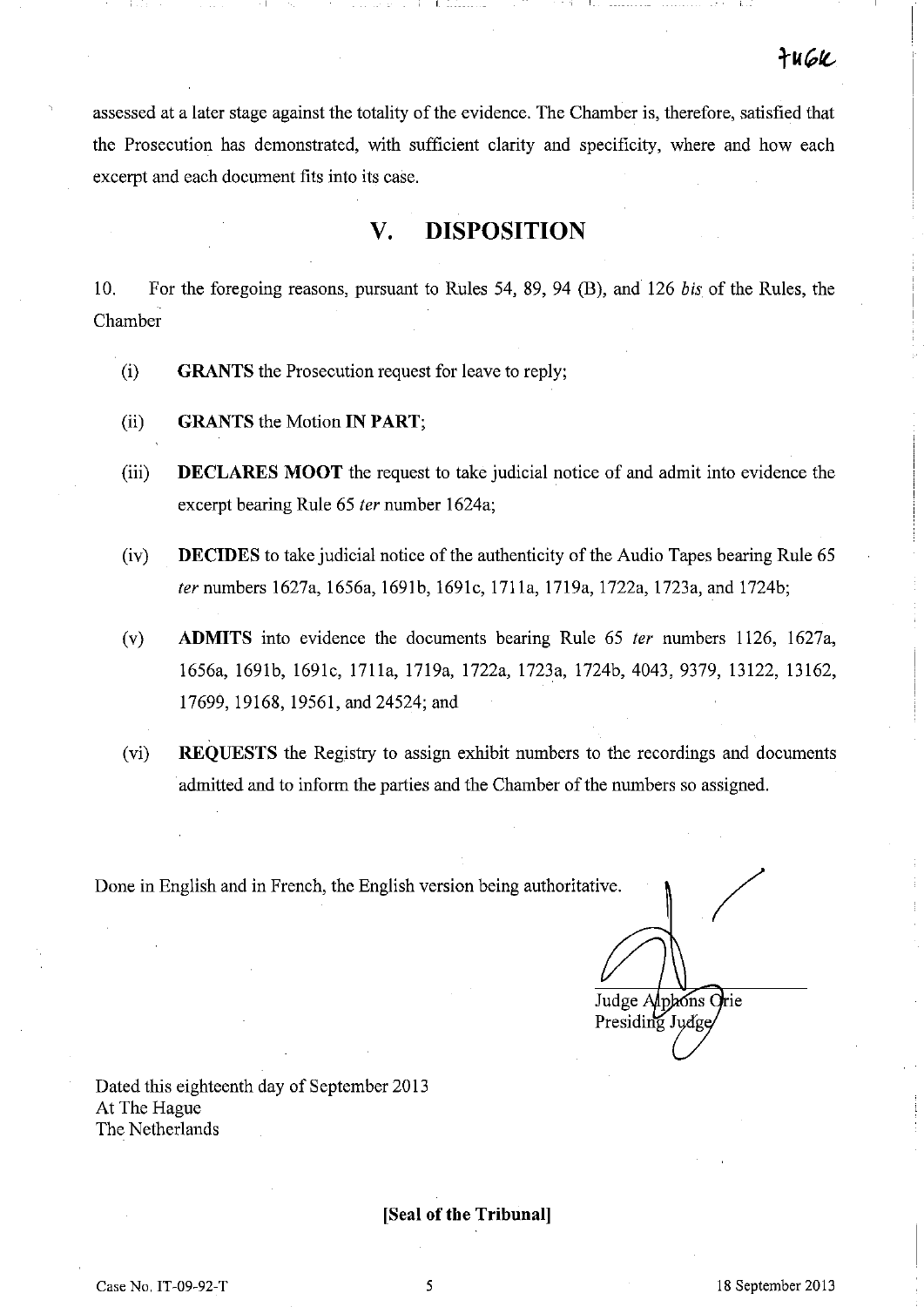assessed at a later stage against the totality of the evidence. The Chamber is, therefore, satisfied that the Prosecution has demonstrated, with sufficient clarity and specificity, where and how each excerpt and each document fits into its case.

## V. DISPOSITION

10. For the foregoing reasons, pursuant to Rules 54, 89, 94 (B), and 126 *bis* of the Rules, the Chamber

(i) **GRANTS** the Prosecution request for leave to reply;

(ii) **GRANTS** the Motion **IN PART**;

(iii) **DECLARES MOOT** the request to take judicial notice of and admit into evidence the excerpt bearing Rule 65 *ter* number 1624a;

(iv) **DECIDES** to take judicial notice of the authenticity of the Audio Tapes bearing Rule 65 *ter* numbers 1627a, 1656a, 1691b, 1691c, 1711a, 1719a, 1722a, 1723a, and 1724b;

(v) **ADMITS** into evidence the documents bearing Rule 65 *ter* numbers 1126, 1627a, 1656a, 1691b, 1691c, 1711a, 1719a, 1722a, 1723a, 1724b, 4043, 9379, 13122, 13162, 17699, 19168, 19561, and 24524; and

(vi) **REQUESTS** the Registry to assign exhibit numbers to the recordings and documents admitted and to inform the parties and the Chamber of the numbers so assigned.

Done in English and in French, the English version being authoritative.

Judge Alphons Orie
Presiding Judge

Dated this eighteenth day of September 2013
At The Hague
The Netherlands

**[Seal of the Tribunal]**